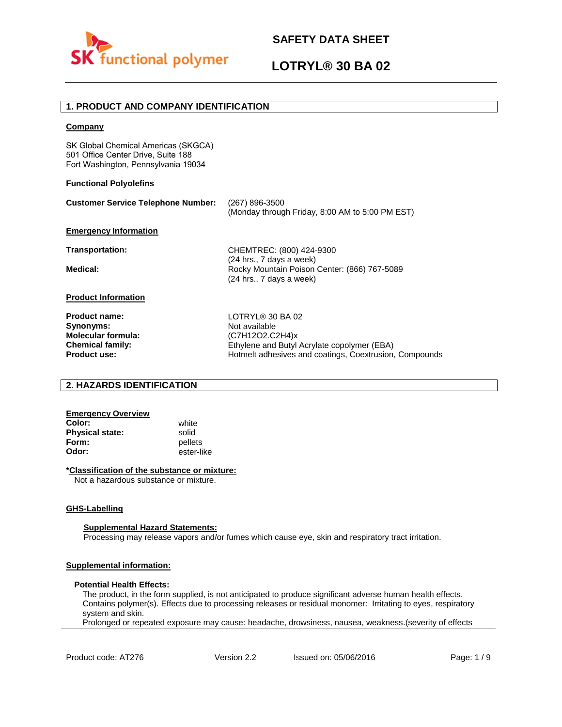# SAFETY DATA SHEET

# LOTRYL® 30 BA 02

## 1. PRODUCT AND COMPANY IDENTIFICATION

**Company**

SK Global Chemical Americas (SKGCA)
501 Office Center Drive, Suite 188
Fort Washington, Pennsylvania 19034

**Functional Polyolefins**

**Customer Service Telephone Number:** (267) 896-3500
(Monday through Friday, 8:00 AM to 5:00 PM EST)

**Emergency Information**

**Transportation:** CHEMTREC: (800) 424-9300
(24 hrs., 7 days a week)

**Medical:** Rocky Mountain Poison Center: (866) 767-5089
(24 hrs., 7 days a week)

**Product Information**

**Product name:** LOTRYL® 30 BA 02
**Synonyms:** Not available
**Molecular formula:** $(C_7H_{12}O_2.C_2H_4)_x$
**Chemical family:** Ethylene and Butyl Acrylate copolymer (EBA)
**Product use:** Hotmelt adhesives and coatings, Coextrusion, Compounds

## 2. HAZARDS IDENTIFICATION

**Emergency Overview**

**Color:** white
**Physical state:** solid
**Form:** pellets
**Odor:** ester-like

***Classification of the substance or mixture:**
Not a hazardous substance or mixture.

**GHS-Labelling**

**Supplemental Hazard Statements:**
Processing may release vapors and/or fumes which cause eye, skin and respiratory tract irritation.

**Supplemental information:**

**Potential Health Effects:**
The product, in the form supplied, is not anticipated to produce significant adverse human health effects. Contains polymer(s). Effects due to processing releases or residual monomer: Irritating to eyes, respiratory system and skin.
Prolonged or repeated exposure may cause: headache, drowsiness, nausea, weakness.(severity of effects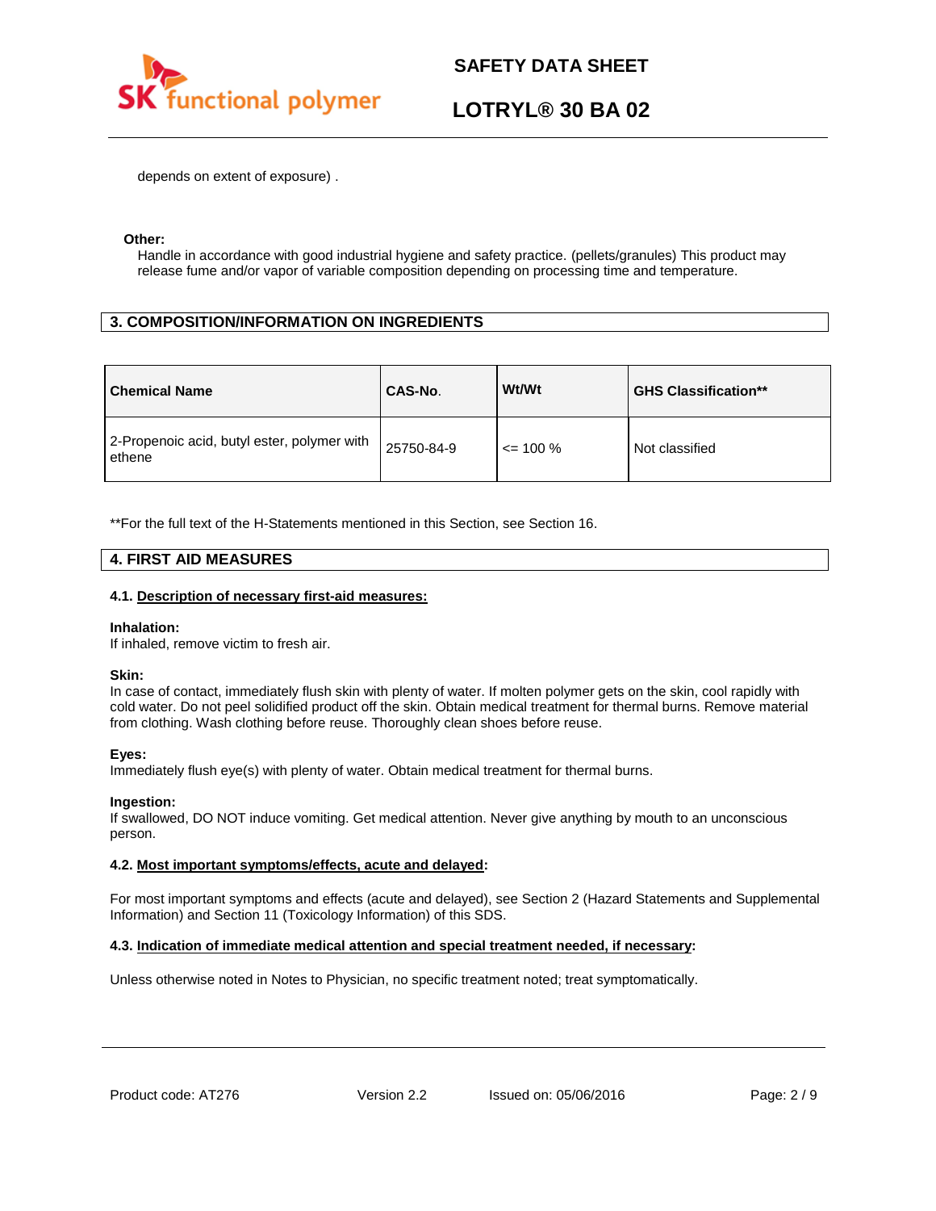depends on extent of exposure) .

**Other:**

Handle in accordance with good industrial hygiene and safety practice. (pellets/granules) This product may release fume and/or vapor of variable composition depending on processing time and temperature.

## 3. COMPOSITION/INFORMATION ON INGREDIENTS

| Chemical Name | CAS-No. | Wt/Wt | GHS Classification** |
|---|---|---|---|
| 2-Propenoic acid, butyl ester, polymer with ethene | 25750-84-9 | <= 100 % | Not classified |

**For the full text of the H-Statements mentioned in this Section, see Section 16.

## 4. FIRST AID MEASURES

### 4.1. Description of necessary first-aid measures:

**Inhalation:**
If inhaled, remove victim to fresh air.

**Skin:**
In case of contact, immediately flush skin with plenty of water. If molten polymer gets on the skin, cool rapidly with cold water. Do not peel solidified product off the skin. Obtain medical treatment for thermal burns. Remove material from clothing. Wash clothing before reuse. Thoroughly clean shoes before reuse.

**Eyes:**
Immediately flush eye(s) with plenty of water. Obtain medical treatment for thermal burns.

**Ingestion:**
If swallowed, DO NOT induce vomiting. Get medical attention. Never give anything by mouth to an unconscious person.

### 4.2. Most important symptoms/effects, acute and delayed:

For most important symptoms and effects (acute and delayed), see Section 2 (Hazard Statements and Supplemental Information) and Section 11 (Toxicology Information) of this SDS.

### 4.3. Indication of immediate medical attention and special treatment needed, if necessary:

Unless otherwise noted in Notes to Physician, no specific treatment noted; treat symptomatically.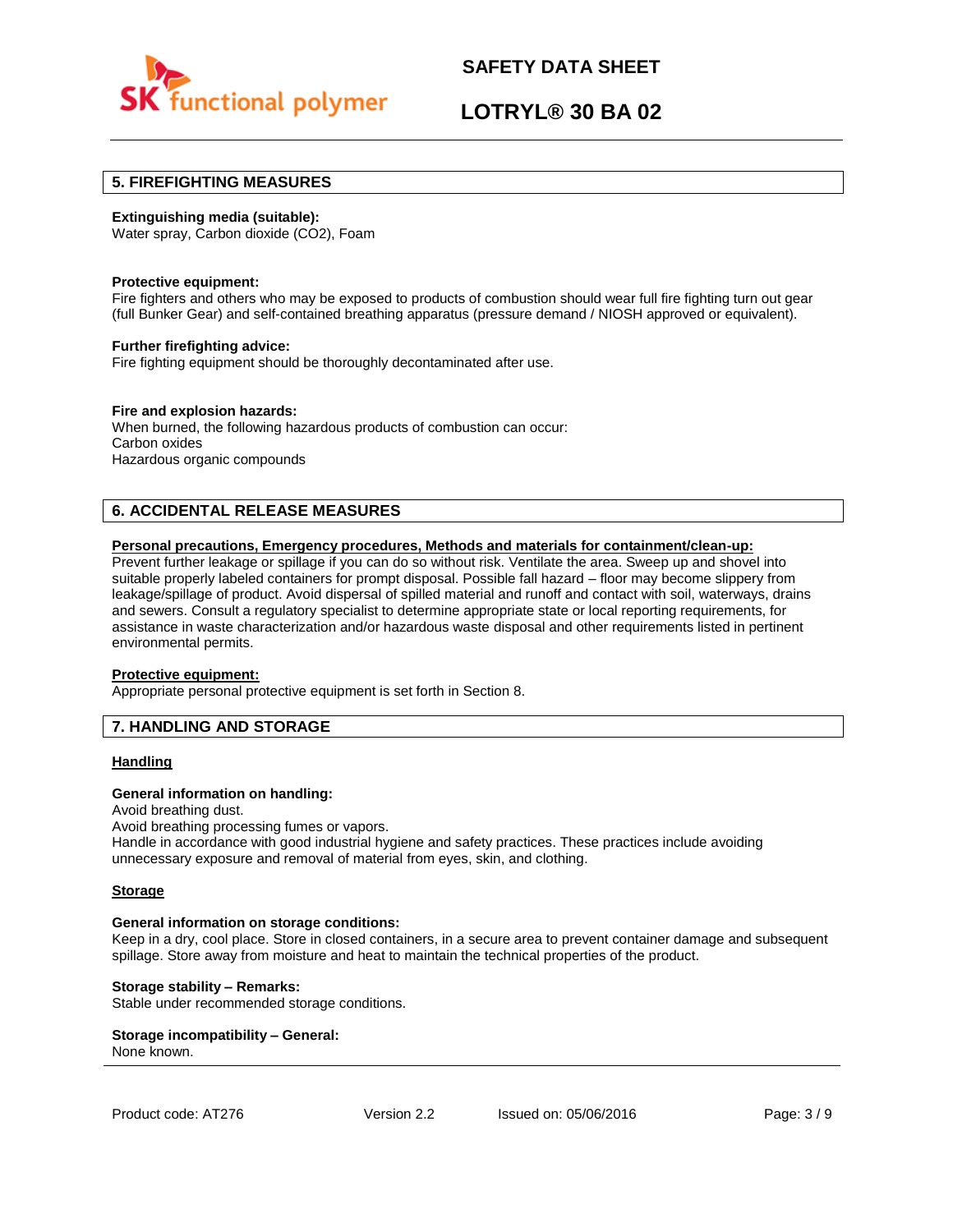## 5. FIREFIGHTING MEASURES

**Extinguishing media (suitable):**
Water spray, Carbon dioxide ($CO_2$), Foam

**Protective equipment:**
Fire fighters and others who may be exposed to products of combustion should wear full fire fighting turn out gear (full Bunker Gear) and self-contained breathing apparatus (pressure demand / NIOSH approved or equivalent).

**Further firefighting advice:**
Fire fighting equipment should be thoroughly decontaminated after use.

**Fire and explosion hazards:**
When burned, the following hazardous products of combustion can occur:
Carbon oxides
Hazardous organic compounds

## 6. ACCIDENTAL RELEASE MEASURES

**Personal precautions, Emergency procedures, Methods and materials for containment/clean-up:**
Prevent further leakage or spillage if you can do so without risk. Ventilate the area. Sweep up and shovel into suitable properly labeled containers for prompt disposal. Possible fall hazard – floor may become slippery from leakage/spillage of product. Avoid dispersal of spilled material and runoff and contact with soil, waterways, drains and sewers. Consult a regulatory specialist to determine appropriate state or local reporting requirements, for assistance in waste characterization and/or hazardous waste disposal and other requirements listed in pertinent environmental permits.

**Protective equipment:**
Appropriate personal protective equipment is set forth in Section 8.

## 7. HANDLING AND STORAGE

**Handling**

**General information on handling:**
Avoid breathing dust.
Avoid breathing processing fumes or vapors.
Handle in accordance with good industrial hygiene and safety practices. These practices include avoiding unnecessary exposure and removal of material from eyes, skin, and clothing.

**Storage**

**General information on storage conditions:**
Keep in a dry, cool place. Store in closed containers, in a secure area to prevent container damage and subsequent spillage. Store away from moisture and heat to maintain the technical properties of the product.

**Storage stability – Remarks:**
Stable under recommended storage conditions.

**Storage incompatibility – General:**
None known.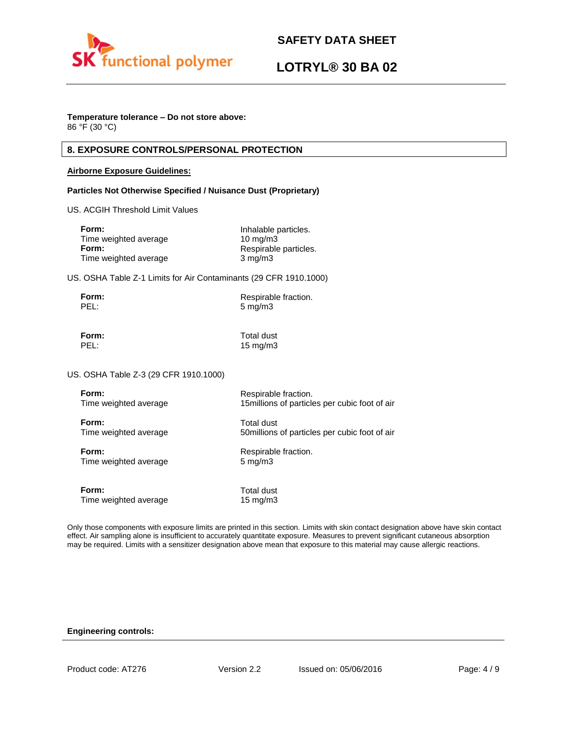**Temperature tolerance – Do not store above:**
86 °F (30 °C)

## 8. EXPOSURE CONTROLS/PERSONAL PROTECTION

**Airborne Exposure Guidelines:**

**Particles Not Otherwise Specified / Nuisance Dust (Proprietary)**

US. ACGIH Threshold Limit Values

**Form:** Inhalable particles.
Time weighted average 10 mg/m3
**Form:** Respirable particles.
Time weighted average 3 mg/m3

US. OSHA Table Z-1 Limits for Air Contaminants (29 CFR 1910.1000)

**Form:** Respirable fraction.
PEL: 5 mg/m3

**Form:** Total dust
PEL: 15 mg/m3

US. OSHA Table Z-3 (29 CFR 1910.1000)

**Form:** Respirable fraction.
Time weighted average 15millions of particles per cubic foot of air

**Form:** Total dust
Time weighted average 50millions of particles per cubic foot of air

**Form:** Respirable fraction.
Time weighted average 5 mg/m3

**Form:** Total dust
Time weighted average 15 mg/m3

Only those components with exposure limits are printed in this section. Limits with skin contact designation above have skin contact effect. Air sampling alone is insufficient to accurately quantitate exposure. Measures to prevent significant cutaneous absorption may be required. Limits with a sensitizer designation above mean that exposure to this material may cause allergic reactions.

**Engineering controls:**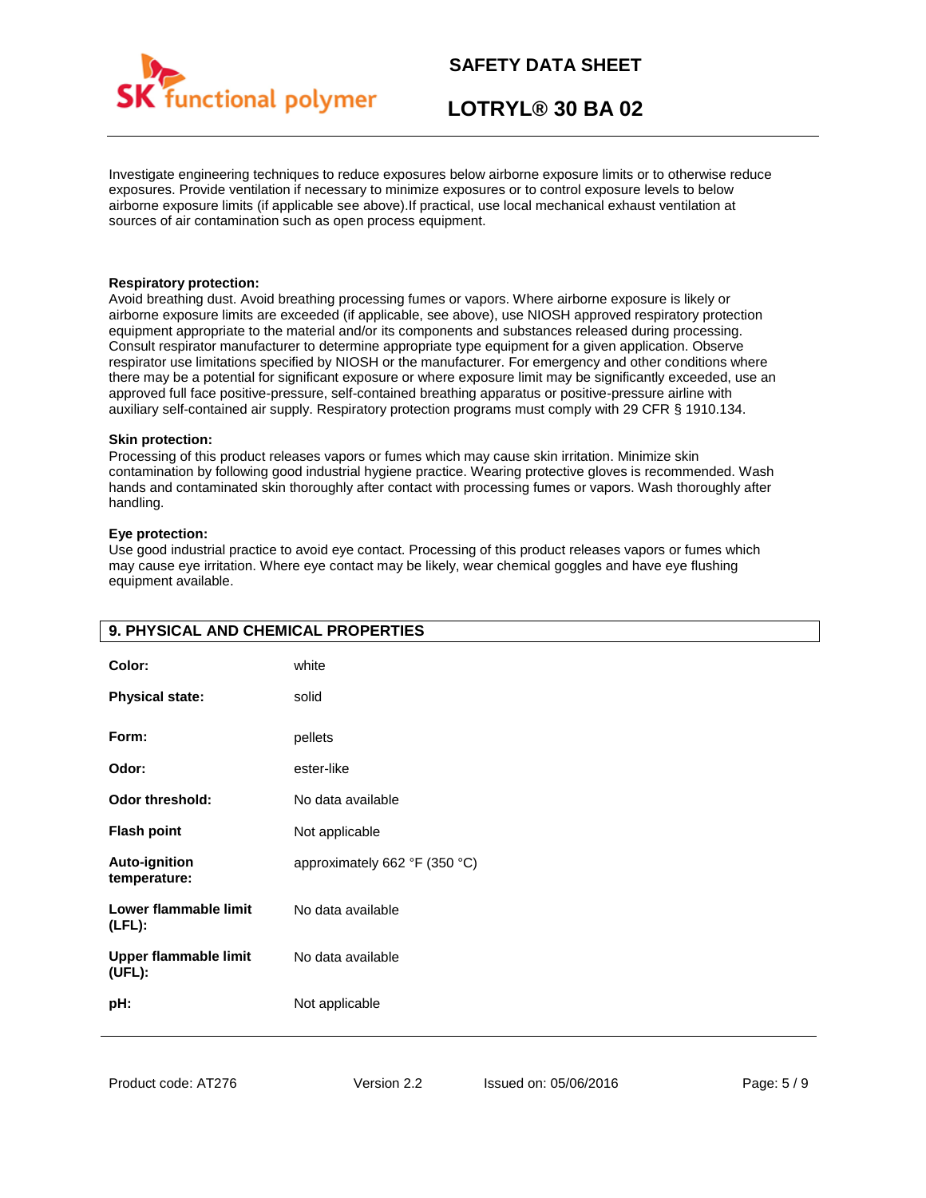Investigate engineering techniques to reduce exposures below airborne exposure limits or to otherwise reduce exposures. Provide ventilation if necessary to minimize exposures or to control exposure levels to below airborne exposure limits (if applicable see above).If practical, use local mechanical exhaust ventilation at sources of air contamination such as open process equipment.

**Respiratory protection:**
Avoid breathing dust. Avoid breathing processing fumes or vapors. Where airborne exposure is likely or airborne exposure limits are exceeded (if applicable, see above), use NIOSH approved respiratory protection equipment appropriate to the material and/or its components and substances released during processing. Consult respirator manufacturer to determine appropriate type equipment for a given application. Observe respirator use limitations specified by NIOSH or the manufacturer. For emergency and other conditions where there may be a potential for significant exposure or where exposure limit may be significantly exceeded, use an approved full face positive-pressure, self-contained breathing apparatus or positive-pressure airline with auxiliary self-contained air supply. Respiratory protection programs must comply with 29 CFR § 1910.134.

**Skin protection:**
Processing of this product releases vapors or fumes which may cause skin irritation. Minimize skin contamination by following good industrial hygiene practice. Wearing protective gloves is recommended. Wash hands and contaminated skin thoroughly after contact with processing fumes or vapors. Wash thoroughly after handling.

**Eye protection:**
Use good industrial practice to avoid eye contact. Processing of this product releases vapors or fumes which may cause eye irritation. Where eye contact may be likely, wear chemical goggles and have eye flushing equipment available.

## 9. PHYSICAL AND CHEMICAL PROPERTIES

| | |
|---|---|
| **Color:** | white |
| **Physical state:** | solid |
| **Form:** | pellets |
| **Odor:** | ester-like |
| **Odor threshold:** | No data available |
| **Flash point** | Not applicable |
| **Auto-ignition temperature:** | approximately 662 °F (350 °C) |
| **Lower flammable limit (LFL):** | No data available |
| **Upper flammable limit (UFL):** | No data available |
| **pH:** | Not applicable |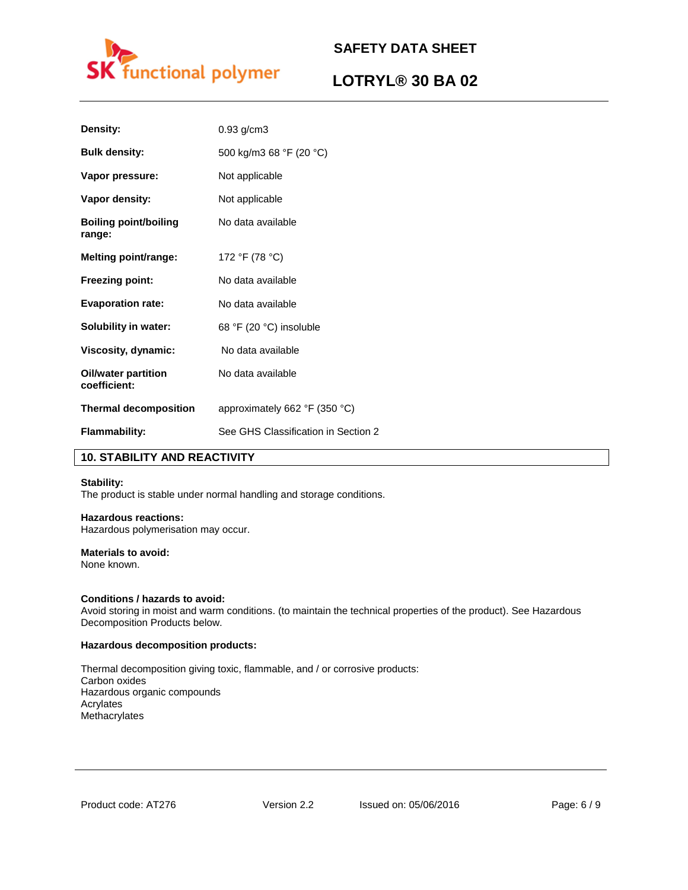| | |
|---|---|
| **Density:** | 0.93 g/cm3 |
| **Bulk density:** | 500 kg/m3 68 °F (20 °C) |
| **Vapor pressure:** | Not applicable |
| **Vapor density:** | Not applicable |
| **Boiling point/boiling range:** | No data available |
| **Melting point/range:** | 172 °F (78 °C) |
| **Freezing point:** | No data available |
| **Evaporation rate:** | No data available |
| **Solubility in water:** | 68 °F (20 °C) insoluble |
| **Viscosity, dynamic:** | No data available |
| **Oil/water partition coefficient:** | No data available |
| **Thermal decomposition** | approximately 662 °F (350 °C) |
| **Flammability:** | See GHS Classification in Section 2 |

## 10. STABILITY AND REACTIVITY

**Stability:**
The product is stable under normal handling and storage conditions.

**Hazardous reactions:**
Hazardous polymerisation may occur.

**Materials to avoid:**
None known.

**Conditions / hazards to avoid:**
Avoid storing in moist and warm conditions. (to maintain the technical properties of the product). See Hazardous Decomposition Products below.

**Hazardous decomposition products:**

Thermal decomposition giving toxic, flammable, and / or corrosive products:
Carbon oxides
Hazardous organic compounds
Acrylates
Methacrylates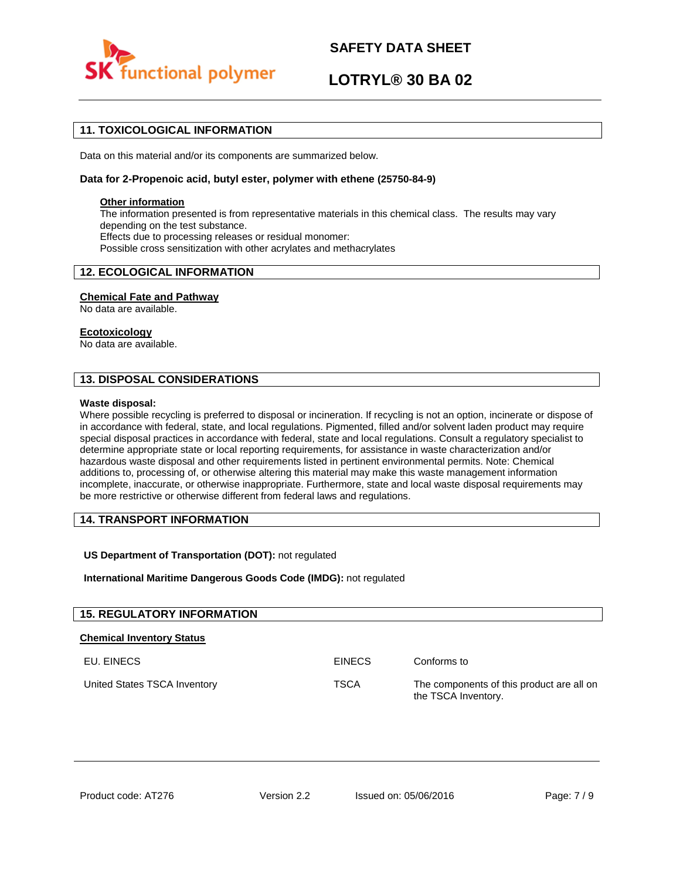## 11. TOXICOLOGICAL INFORMATION

Data on this material and/or its components are summarized below.

**Data for 2-Propenoic acid, butyl ester, polymer with ethene (25750-84-9)**

**Other information**
The information presented is from representative materials in this chemical class. The results may vary depending on the test substance.
Effects due to processing releases or residual monomer:
Possible cross sensitization with other acrylates and methacrylates

## 12. ECOLOGICAL INFORMATION

**Chemical Fate and Pathway**
No data are available.

**Ecotoxicology**
No data are available.

## 13. DISPOSAL CONSIDERATIONS

**Waste disposal:**
Where possible recycling is preferred to disposal or incineration. If recycling is not an option, incinerate or dispose of in accordance with federal, state, and local regulations. Pigmented, filled and/or solvent laden product may require special disposal practices in accordance with federal, state and local regulations. Consult a regulatory specialist to determine appropriate state or local reporting requirements, for assistance in waste characterization and/or hazardous waste disposal and other requirements listed in pertinent environmental permits. Note: Chemical additions to, processing of, or otherwise altering this material may make this waste management information incomplete, inaccurate, or otherwise inappropriate. Furthermore, state and local waste disposal requirements may be more restrictive or otherwise different from federal laws and regulations.

## 14. TRANSPORT INFORMATION

**US Department of Transportation (DOT):** not regulated

**International Maritime Dangerous Goods Code (IMDG):** not regulated

## 15. REGULATORY INFORMATION

**Chemical Inventory Status**

| | | |
|---|---|---|
| EU. EINECS | EINECS | Conforms to |
| United States TSCA Inventory | TSCA | The components of this product are all on the TSCA Inventory. |

Product code: AT276 Version 2.2 Issued on: 05/06/2016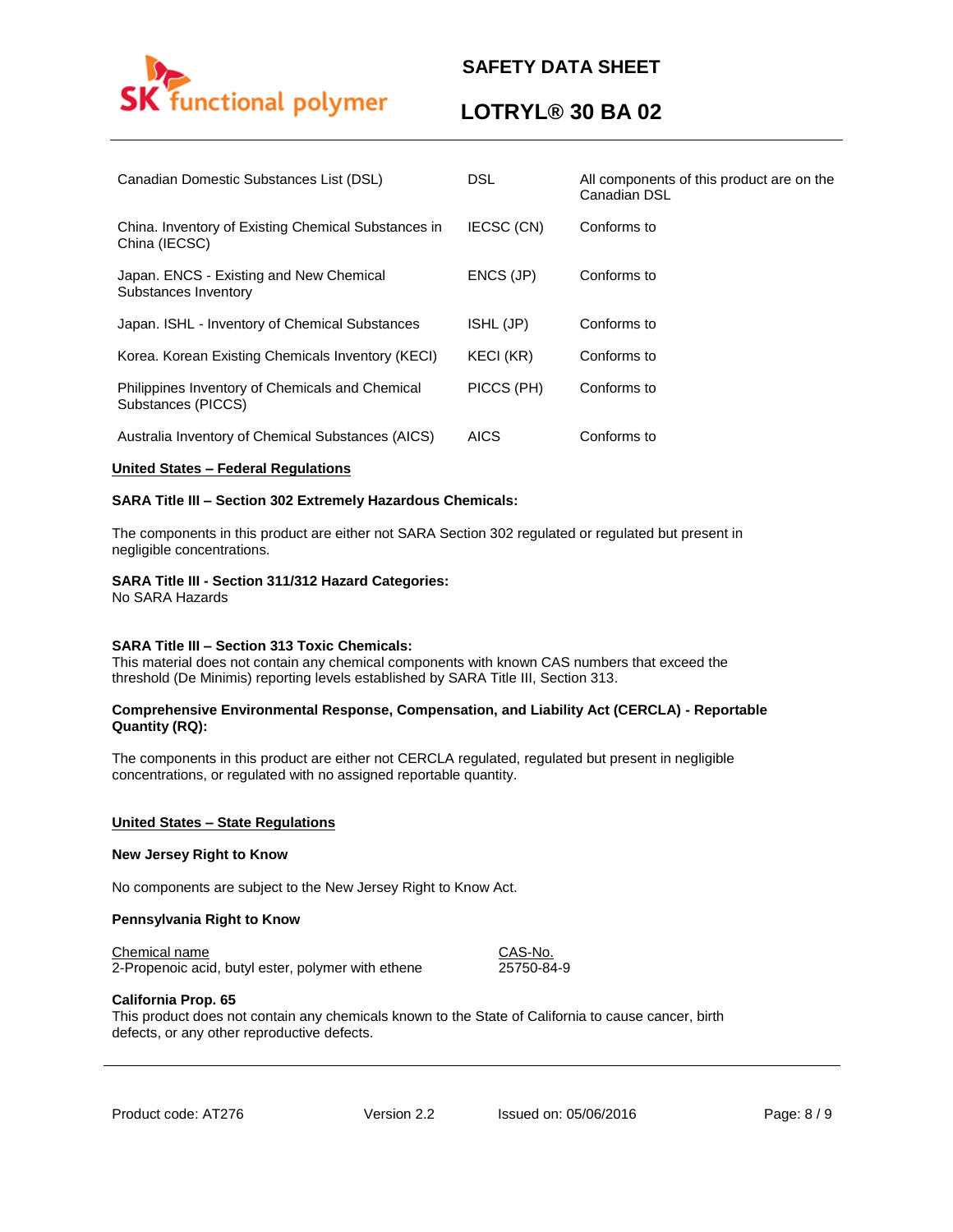| | | |
|---|---|---|
| Canadian Domestic Substances List (DSL) | DSL | All components of this product are on the Canadian DSL |
| China. Inventory of Existing Chemical Substances in China (IECSC) | IECSC (CN) | Conforms to |
| Japan. ENCS - Existing and New Chemical Substances Inventory | ENCS (JP) | Conforms to |
| Japan. ISHL - Inventory of Chemical Substances | ISHL (JP) | Conforms to |
| Korea. Korean Existing Chemicals Inventory (KECI) | KECI (KR) | Conforms to |
| Philippines Inventory of Chemicals and Chemical Substances (PICCS) | PICCS (PH) | Conforms to |
| Australia Inventory of Chemical Substances (AICS) | AICS | Conforms to |

**United States – Federal Regulations**

**SARA Title III – Section 302 Extremely Hazardous Chemicals:**

The components in this product are either not SARA Section 302 regulated or regulated but present in negligible concentrations.

**SARA Title III - Section 311/312 Hazard Categories:**
No SARA Hazards

**SARA Title III – Section 313 Toxic Chemicals:**
This material does not contain any chemical components with known CAS numbers that exceed the threshold (De Minimis) reporting levels established by SARA Title III, Section 313.

**Comprehensive Environmental Response, Compensation, and Liability Act (CERCLA) - Reportable Quantity (RQ):**

The components in this product are either not CERCLA regulated, regulated but present in negligible concentrations, or regulated with no assigned reportable quantity.

**United States – State Regulations**

**New Jersey Right to Know**

No components are subject to the New Jersey Right to Know Act.

**Pennsylvania Right to Know**

| Chemical name | CAS-No. |
|---|---|
| 2-Propenoic acid, butyl ester, polymer with ethene | 25750-84-9 |

**California Prop. 65**
This product does not contain any chemicals known to the State of California to cause cancer, birth defects, or any other reproductive defects.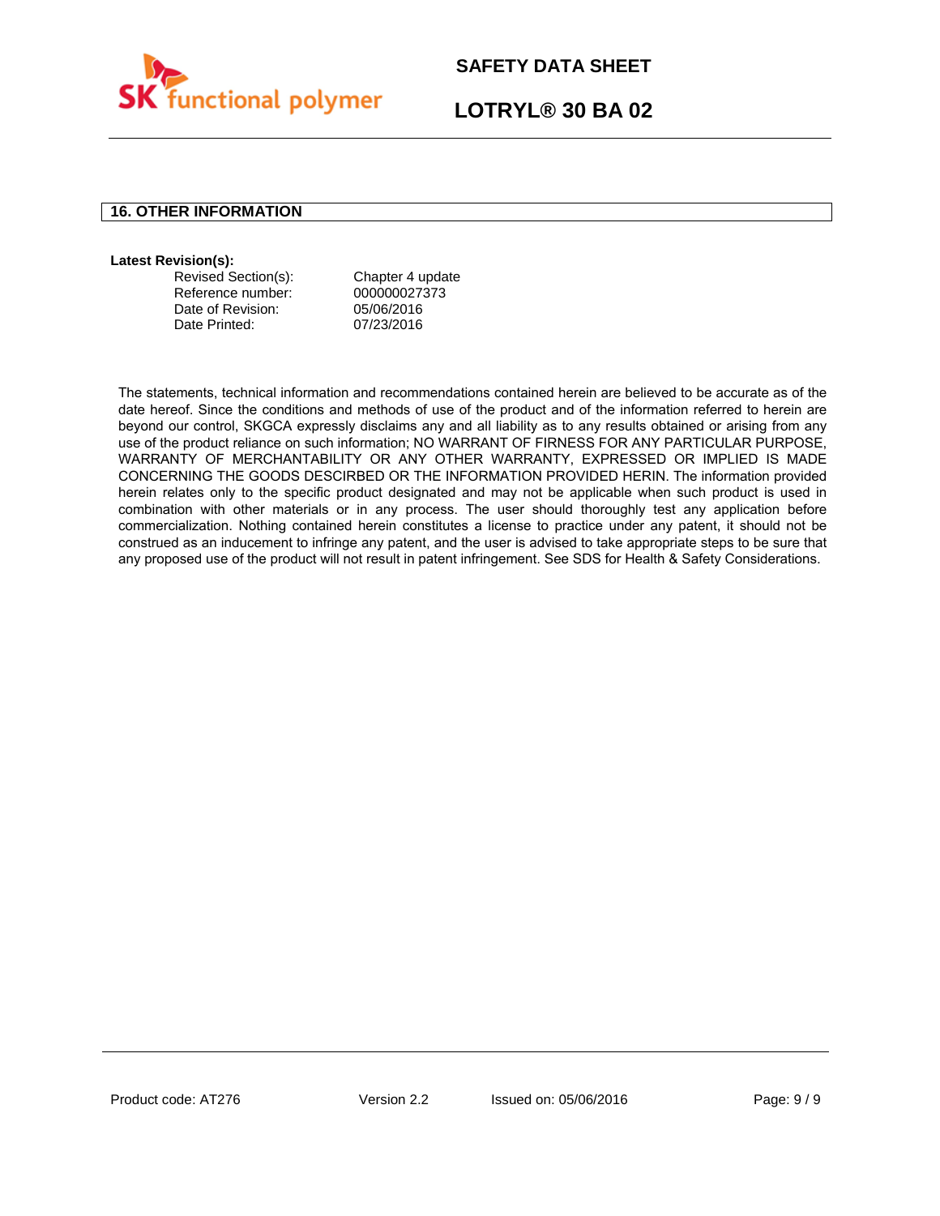## 16. OTHER INFORMATION

**Latest Revision(s):**

| | |
|---|---|
| Revised Section(s): | Chapter 4 update |
| Reference number: | 000000027373 |
| Date of Revision: | 05/06/2016 |
| Date Printed: | 07/23/2016 |

The statements, technical information and recommendations contained herein are believed to be accurate as of the date hereof. Since the conditions and methods of use of the product and of the information referred to herein are beyond our control, SKGCA expressly disclaims any and all liability as to any results obtained or arising from any use of the product reliance on such information; NO WARRANT OF FIRNESS FOR ANY PARTICULAR PURPOSE, WARRANTY OF MERCHANTABILITY OR ANY OTHER WARRANTY, EXPRESSED OR IMPLIED IS MADE CONCERNING THE GOODS DESCRIBED OR THE INFORMATION PROVIDED HERIN. The information provided herein relates only to the specific product designated and may not be applicable when such product is used in combination with other materials or in any process. The user should thoroughly test any application before commercialization. Nothing contained herein constitutes a license to practice under any patent, it should not be construed as an inducement to infringe any patent, and the user is advised to take appropriate steps to be sure that any proposed use of the product will not result in patent infringement. See SDS for Health & Safety Considerations.